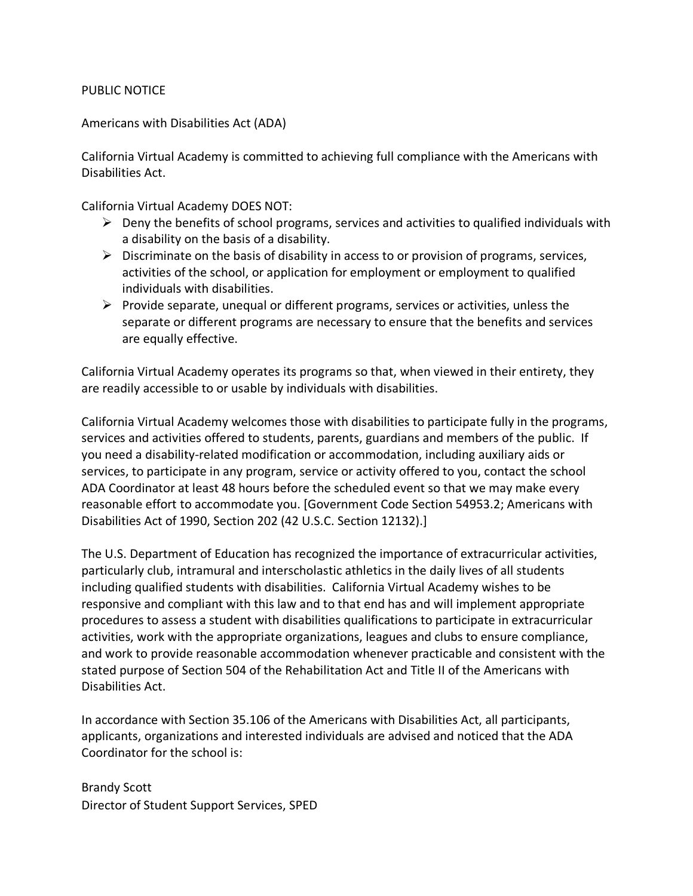PUBLIC NOTICE

Americans with Disabilities Act (ADA)

California Virtual Academy is committed to achieving full compliance with the Americans with Disabilities Act.

California Virtual Academy DOES NOT:

- Deny the benefits of school programs, services and activities to qualified individuals with a disability on the basis of a disability.
- Discriminate on the basis of disability in access to or provision of programs, services, activities of the school, or application for employment or employment to qualified individuals with disabilities.
- Provide separate, unequal or different programs, services or activities, unless the separate or different programs are necessary to ensure that the benefits and services are equally effective.

California Virtual Academy operates its programs so that, when viewed in their entirety, they are readily accessible to or usable by individuals with disabilities.

California Virtual Academy welcomes those with disabilities to participate fully in the programs, services and activities offered to students, parents, guardians and members of the public. If you need a disability-related modification or accommodation, including auxiliary aids or services, to participate in any program, service or activity offered to you, contact the school ADA Coordinator at least 48 hours before the scheduled event so that we may make every reasonable effort to accommodate you. [Government Code Section 54953.2; Americans with Disabilities Act of 1990, Section 202 (42 U.S.C. Section 12132).]

The U.S. Department of Education has recognized the importance of extracurricular activities, particularly club, intramural and interscholastic athletics in the daily lives of all students including qualified students with disabilities. California Virtual Academy wishes to be responsive and compliant with this law and to that end has and will implement appropriate procedures to assess a student with disabilities qualifications to participate in extracurricular activities, work with the appropriate organizations, leagues and clubs to ensure compliance, and work to provide reasonable accommodation whenever practicable and consistent with the stated purpose of Section 504 of the Rehabilitation Act and Title II of the Americans with Disabilities Act.

In accordance with Section 35.106 of the Americans with Disabilities Act, all participants, applicants, organizations and interested individuals are advised and noticed that the ADA Coordinator for the school is:

Brandy Scott
Director of Student Support Services, SPED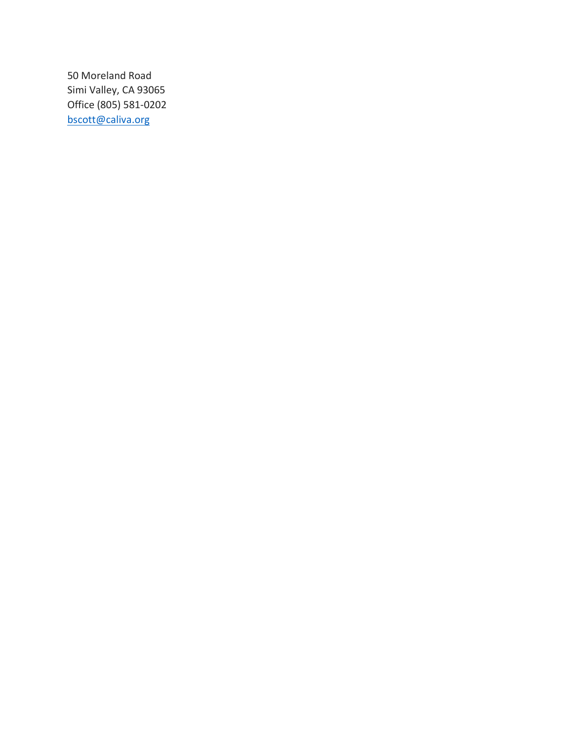50 Moreland Road
Simi Valley, CA 93065
Office (805) 581-0202
bscott@caliva.org